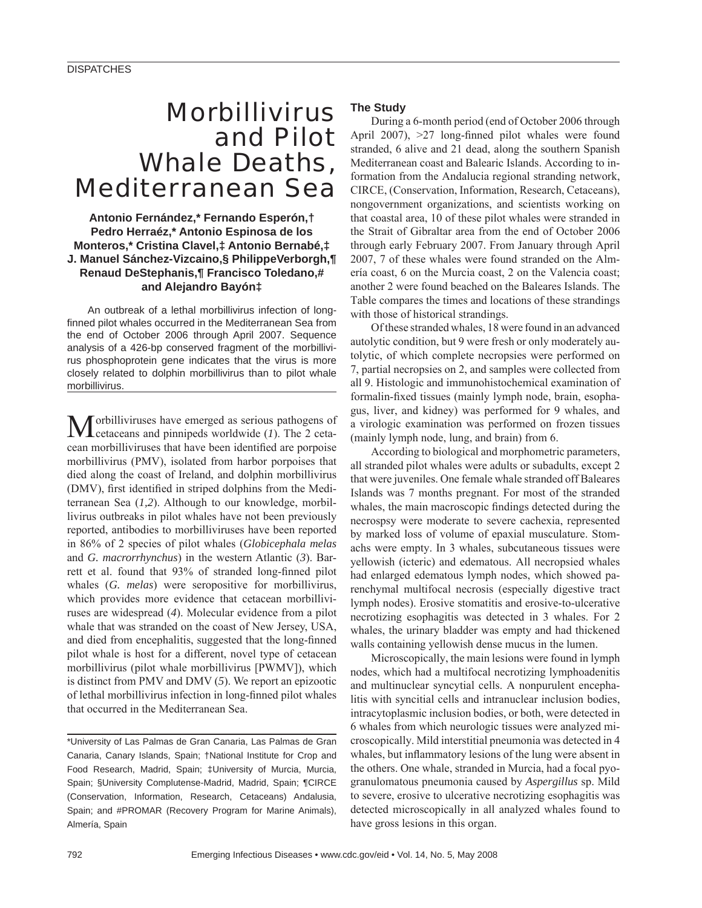DISPATCHES

# Morbillivirus and Pilot Whale Deaths, Mediterranean Sea

**Antonio Fernández,\* Fernando Esperón,† Pedro Herraéz,\* Antonio Espinosa de los Monteros,\* Cristina Clavel,‡ Antonio Bernabé,‡ J. Manuel Sánchez-Vizcaino,§ PhilippeVerborgh,¶ Renaud DeStephanis,¶ Francisco Toledano,# and Alejandro Bayón‡**

An outbreak of a lethal morbillivirus infection of long-finned pilot whales occurred in the Mediterranean Sea from the end of October 2006 through April 2007. Sequence analysis of a 426-bp conserved fragment of the morbillivirus phosphoprotein gene indicates that the virus is more closely related to dolphin morbillivirus than to pilot whale morbillivirus.

Morbilliviruses have emerged as serious pathogens of cetaceans and pinnipeds worldwide (*1*). The 2 cetacean morbilliviruses that have been identified are porpoise morbillivirus (PMV), isolated from harbor porpoises that died along the coast of Ireland, and dolphin morbillivirus (DMV), first identified in striped dolphins from the Mediterranean Sea (*1,2*). Although to our knowledge, morbillivirus outbreaks in pilot whales have not been previously reported, antibodies to morbilliviruses have been reported in 86% of 2 species of pilot whales (*Globicephala melas* and *G. macrorrhynchus*) in the western Atlantic (*3*). Barrett et al. found that 93% of stranded long-finned pilot whales (*G. melas*) were seropositive for morbillivirus, which provides more evidence that cetacean morbilliviruses are widespread (*4*). Molecular evidence from a pilot whale that was stranded on the coast of New Jersey, USA, and died from encephalitis, suggested that the long-finned pilot whale is host for a different, novel type of cetacean morbillivirus (pilot whale morbillivirus [PWMV]), which is distinct from PMV and DMV (*5*). We report an epizootic of lethal morbillivirus infection in long-finned pilot whales that occurred in the Mediterranean Sea.

\*University of Las Palmas de Gran Canaria, Las Palmas de Gran Canaria, Canary Islands, Spain; †National Institute for Crop and Food Research, Madrid, Spain; ‡University of Murcia, Murcia, Spain; §University Complutense-Madrid, Madrid, Spain; ¶CIRCE (Conservation, Information, Research, Cetaceans) Andalusia, Spain; and #PROMAR (Recovery Program for Marine Animals), Almería, Spain

## The Study

During a 6-month period (end of October 2006 through April 2007), >27 long-finned pilot whales were found stranded, 6 alive and 21 dead, along the southern Spanish Mediterranean coast and Balearic Islands. According to information from the Andalucia regional stranding network, CIRCE, (Conservation, Information, Research, Cetaceans), nongovernment organizations, and scientists working on that coastal area, 10 of these pilot whales were stranded in the Strait of Gibraltar area from the end of October 2006 through early February 2007. From January through April 2007, 7 of these whales were found stranded on the Almería coast, 6 on the Murcia coast, 2 on the Valencia coast; another 2 were found beached on the Baleares Islands. The Table compares the times and locations of these strandings with those of historical strandings.

Of these stranded whales, 18 were found in an advanced autolytic condition, but 9 were fresh or only moderately autolytic, of which complete necropsies were performed on 7, partial necropsies on 2, and samples were collected from all 9. Histologic and immunohistochemical examination of formalin-fixed tissues (mainly lymph node, brain, esophagus, liver, and kidney) was performed for 9 whales, and a virologic examination was performed on frozen tissues (mainly lymph node, lung, and brain) from 6.

According to biological and morphometric parameters, all stranded pilot whales were adults or subadults, except 2 that were juveniles. One female whale stranded off Baleares Islands was 7 months pregnant. For most of the stranded whales, the main macroscopic findings detected during the necrospsy were moderate to severe cachexia, represented by marked loss of volume of epaxial musculature. Stomachs were empty. In 3 whales, subcutaneous tissues were yellowish (icteric) and edematous. All necropsied whales had enlarged edematous lymph nodes, which showed parenchymal multifocal necrosis (especially digestive tract lymph nodes). Erosive stomatitis and erosive-to-ulcerative necrotizing esophagitis was detected in 3 whales. For 2 whales, the urinary bladder was empty and had thickened walls containing yellowish dense mucus in the lumen.

Microscopically, the main lesions were found in lymph nodes, which had a multifocal necrotizing lymphoadenitis and multinuclear syncytial cells. A nonpurulent encephalitis with syncitial cells and intranuclear inclusion bodies, intracytoplasmic inclusion bodies, or both, were detected in 6 whales from which neurologic tissues were analyzed microscopically. Mild interstitial pneumonia was detected in 4 whales, but inflammatory lesions of the lung were absent in the others. One whale, stranded in Murcia, had a focal pyogranulomatous pneumonia caused by *Aspergillus* sp. Mild to severe, erosive to ulcerative necrotizing esophagitis was detected microscopically in all analyzed whales found to have gross lesions in this organ.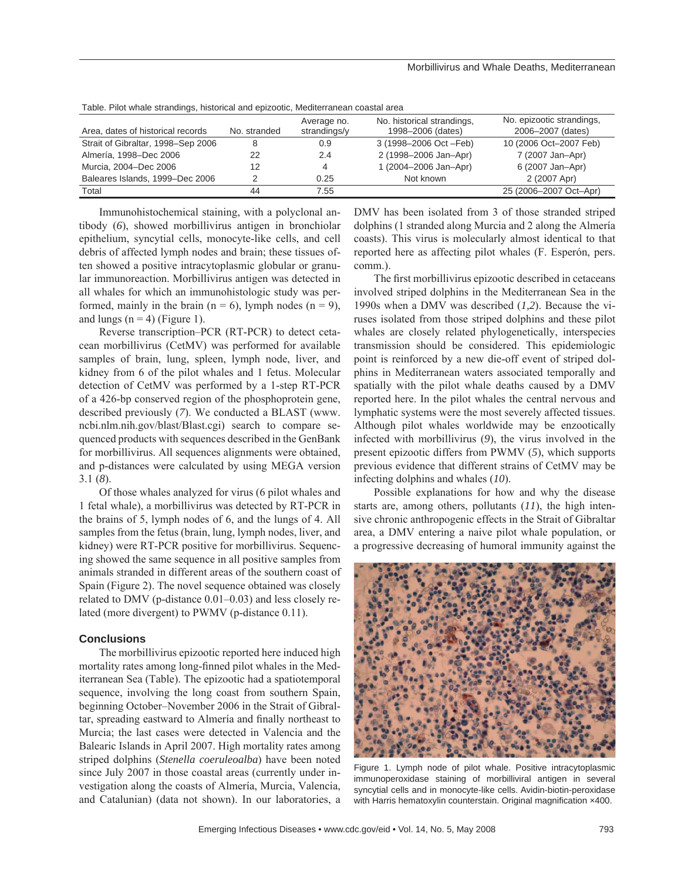Table. Pilot whale strandings, historical and epizootic, Mediterranean coastal area

| Area, dates of historical records | No. stranded | Average no. strandings/y | No. historical strandings, 1998–2006 (dates) | No. epizootic strandings, 2006–2007 (dates) |
|---|---|---|---|---|
| Strait of Gibraltar, 1998–Sep 2006 | 8 | 0.9 | 3 (1998–2006 Oct –Feb) | 10 (2006 Oct–2007 Feb) |
| Almería, 1998–Dec 2006 | 22 | 2.4 | 2 (1998–2006 Jan–Apr) | 7 (2007 Jan–Apr) |
| Murcia, 2004–Dec 2006 | 12 | 4 | 1 (2004–2006 Jan–Apr) | 6 (2007 Jan–Apr) |
| Baleares Islands, 1999–Dec 2006 | 2 | 0.25 | Not known | 2 (2007 Apr) |
| Total | 44 | 7.55 | | 25 (2006–2007 Oct–Apr) |

Immunohistochemical staining, with a polyclonal antibody (*6*), showed morbillivirus antigen in bronchiolar epithelium, syncytial cells, monocyte-like cells, and cell debris of affected lymph nodes and brain; these tissues often showed a positive intracytoplasmic globular or granular immunoreaction. Morbillivirus antigen was detected in all whales for which an immunohistologic study was performed, mainly in the brain (n = 6), lymph nodes (n = 9), and lungs (n = 4) (Figure 1).

Reverse transcription–PCR (RT-PCR) to detect cetacean morbillivirus (CetMV) was performed for available samples of brain, lung, spleen, lymph node, liver, and kidney from 6 of the pilot whales and 1 fetus. Molecular detection of CetMV was performed by a 1-step RT-PCR of a 426-bp conserved region of the phosphoprotein gene, described previously (*7*). We conducted a BLAST (www.ncbi.nlm.nih.gov/blast/Blast.cgi) search to compare sequenced products with sequences described in the GenBank for morbillivirus. All sequences alignments were obtained, and p-distances were calculated by using MEGA version 3.1 (*8*).

Of those whales analyzed for virus (6 pilot whales and 1 fetal whale), a morbillivirus was detected by RT-PCR in the brains of 5, lymph nodes of 6, and the lungs of 4. All samples from the fetus (brain, lung, lymph nodes, liver, and kidney) were RT-PCR positive for morbillivirus. Sequencing showed the same sequence in all positive samples from animals stranded in different areas of the southern coast of Spain (Figure 2). The novel sequence obtained was closely related to DMV (p-distance 0.01–0.03) and less closely related (more divergent) to PWMV (p-distance 0.11).

## Conclusions

The morbillivirus epizootic reported here induced high mortality rates among long-finned pilot whales in the Mediterranean Sea (Table). The epizootic had a spatiotemporal sequence, involving the long coast from southern Spain, beginning October–November 2006 in the Strait of Gibraltar, spreading eastward to Almería and finally northeast to Murcia; the last cases were detected in Valencia and the Balearic Islands in April 2007. High mortality rates among striped dolphins (*Stenella coeruleoalba*) have been noted since July 2007 in those coastal areas (currently under investigation along the coasts of Almería, Murcia, Valencia, and Catalunian) (data not shown). In our laboratories, a DMV has been isolated from 3 of those stranded striped dolphins (1 stranded along Murcia and 2 along the Almería coasts). This virus is molecularly almost identical to that reported here as affecting pilot whales (F. Esperón, pers. comm.).

The first morbillivirus epizootic described in cetaceans involved striped dolphins in the Mediterranean Sea in the 1990s when a DMV was described (*1,2*). Because the viruses isolated from those striped dolphins and these pilot whales are closely related phylogenetically, interspecies transmission should be considered. This epidemiologic point is reinforced by a new die-off event of striped dolphins in Mediterranean waters associated temporally and spatially with the pilot whale deaths caused by a DMV reported here. In the pilot whales the central nervous and lymphatic systems were the most severely affected tissues. Although pilot whales worldwide may be enzootically infected with morbillivirus (*9*), the virus involved in the present epizootic differs from PWMV (*5*), which supports previous evidence that different strains of CetMV may be infecting dolphins and whales (*10*).

Possible explanations for how and why the disease starts are, among others, pollutants (*11*), the high intensive chronic anthropogenic effects in the Strait of Gibraltar area, a DMV entering a naive pilot whale population, or a progressive decreasing of humoral immunity against the

Figure 1. Lymph node of pilot whale. Positive intracytoplasmic immunoperoxidase staining of morbilliviral antigen in several syncytial cells and in monocyte-like cells. Avidin-biotin-peroxidase with Harris hematoxylin counterstain. Original magnification ×400.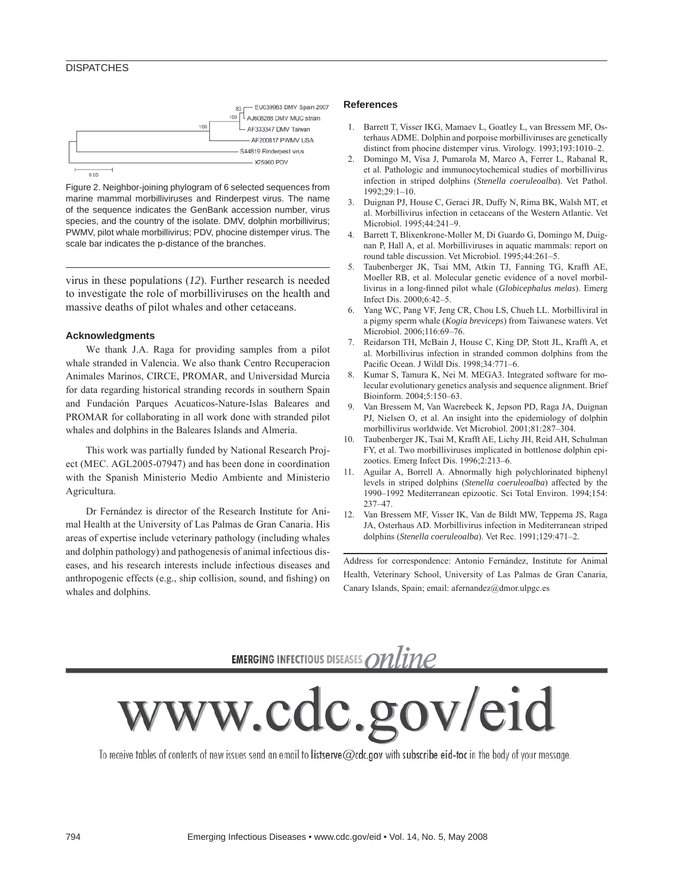83 EU039963 DMV Spain 2007
100 AJ608288 DMV MUC strain
100 AF333347 DMV Taiwan
AF200817 PWMV USA
S44819 Rinderpest virus
X75960 PDV
0.05

Figure 2. Neighbor-joining phylogram of 6 selected sequences from marine mammal morbilliviruses and Rinderpest virus. The name of the sequence indicates the GenBank accession number, virus species, and the country of the isolate. DMV, dolphin morbillivirus; PWMV, pilot whale morbillivirus; PDV, phocine distemper virus. The scale bar indicates the p-distance of the branches.

virus in these populations (*12*). Further research is needed to investigate the role of morbilliviruses on the health and massive deaths of pilot whales and other cetaceans.

### Acknowledgments

We thank J.A. Raga for providing samples from a pilot whale stranded in Valencia. We also thank Centro Recuperacion Animales Marinos, CIRCE, PROMAR, and Universidad Murcia for data regarding historical stranding records in southern Spain and Fundación Parques Acuaticos-Nature-Islas Baleares and PROMAR for collaborating in all work done with stranded pilot whales and dolphins in the Baleares Islands and Almería.

This work was partially funded by National Research Project (MEC. AGL2005-07947) and has been done in coordination with the Spanish Ministerio Medio Ambiente and Ministerio Agricultura.

Dr Fernández is director of the Research Institute for Animal Health at the University of Las Palmas de Gran Canaria. His areas of expertise include veterinary pathology (including whales and dolphin pathology) and pathogenesis of animal infectious diseases, and his research interests include infectious diseases and anthropogenic effects (e.g., ship collision, sound, and fishing) on whales and dolphins.

### References

1. Barrett T, Visser IKG, Mamaev L, Goatley L, van Bressem MF, Osterhaus ADME. Dolphin and porpoise morbilliviruses are genetically distinct from phocine distemper virus. Virology. 1993;193:1010–2.
2. Domingo M, Visa J, Pumarola M, Marco A, Ferrer L, Rabanal R, et al. Pathologic and immunocytochemical studies of morbillivirus infection in striped dolphins (*Stenella coeruleoalba*). Vet Pathol. 1992;29:1–10.
3. Duignan PJ, House C, Geraci JR, Duffy N, Rima BK, Walsh MT, et al. Morbillivirus infection in cetaceans of the Western Atlantic. Vet Microbiol. 1995;44:241–9.
4. Barrett T, Blixenkrone-Moller M, Di Guardo G, Domingo M, Duignan P, Hall A, et al. Morbilliviruses in aquatic mammals: report on round table discussion. Vet Microbiol. 1995;44:261–5.
5. Taubenberger JK, Tsai MM, Atkin TJ, Fanning TG, Krafft AE, Moeller RB, et al. Molecular genetic evidence of a novel morbillivirus in a long-finned pilot whale (*Globicephalus melas*). Emerg Infect Dis. 2000;6:42–5.
6. Yang WC, Pang VF, Jeng CR, Chou LS, Chueh LL. Morbilliviral in a pigmy sperm whale (*Kogia breviceps*) from Taiwanese waters. Vet Microbiol. 2006;116:69–76.
7. Reidarson TH, McBain J, House C, King DP, Stott JL, Krafft A, et al. Morbillivirus infection in stranded common dolphins from the Pacific Ocean. J Wildl Dis. 1998;34:771–6.
8. Kumar S, Tamura K, Nei M. MEGA3. Integrated software for molecular evolutionary genetics analysis and sequence alignment. Brief Bioinform. 2004;5:150–63.
9. Van Bressem M, Van Waerebeek K, Jepson PD, Raga JA, Duignan PJ, Nielsen O, et al. An insight into the epidemiology of dolphin morbillivirus worldwide. Vet Microbiol. 2001;81:287–304.
10. Taubenberger JK, Tsai M, Krafft AE, Lichy JH, Reid AH, Schulman FY, et al. Two morbilliviruses implicated in bottlenose dolphin epizootics. Emerg Infect Dis. 1996;2:213–6.
11. Aguilar A, Borrell A. Abnormally high polychlorinated biphenyl levels in striped dolphins (*Stenella coeruleoalba*) affected by the 1990–1992 Mediterranean epizootic. Sci Total Environ. 1994;154: 237–47.
12. Van Bressem MF, Visser IK, Van de Bildt MW, Teppema JS, Raga JA, Osterhaus AD. Morbillivirus infection in Mediterranean striped dolphins (*Stenella coeruleoalba*). Vet Rec. 1991;129:471–2.

Address for correspondence: Antonio Fernández, Institute for Animal Health, Veterinary School, University of Las Palmas de Gran Canaria, Canary Islands, Spain; email: afernandez@dmor.ulpgc.es

EMERGING INFECTIOUS DISEASES *online*

# www.cdc.gov/eid

To receive tables of contents of new issues send an email to **listserve@cdc.gov** with **subscribe eid-toc** in the body of your message.